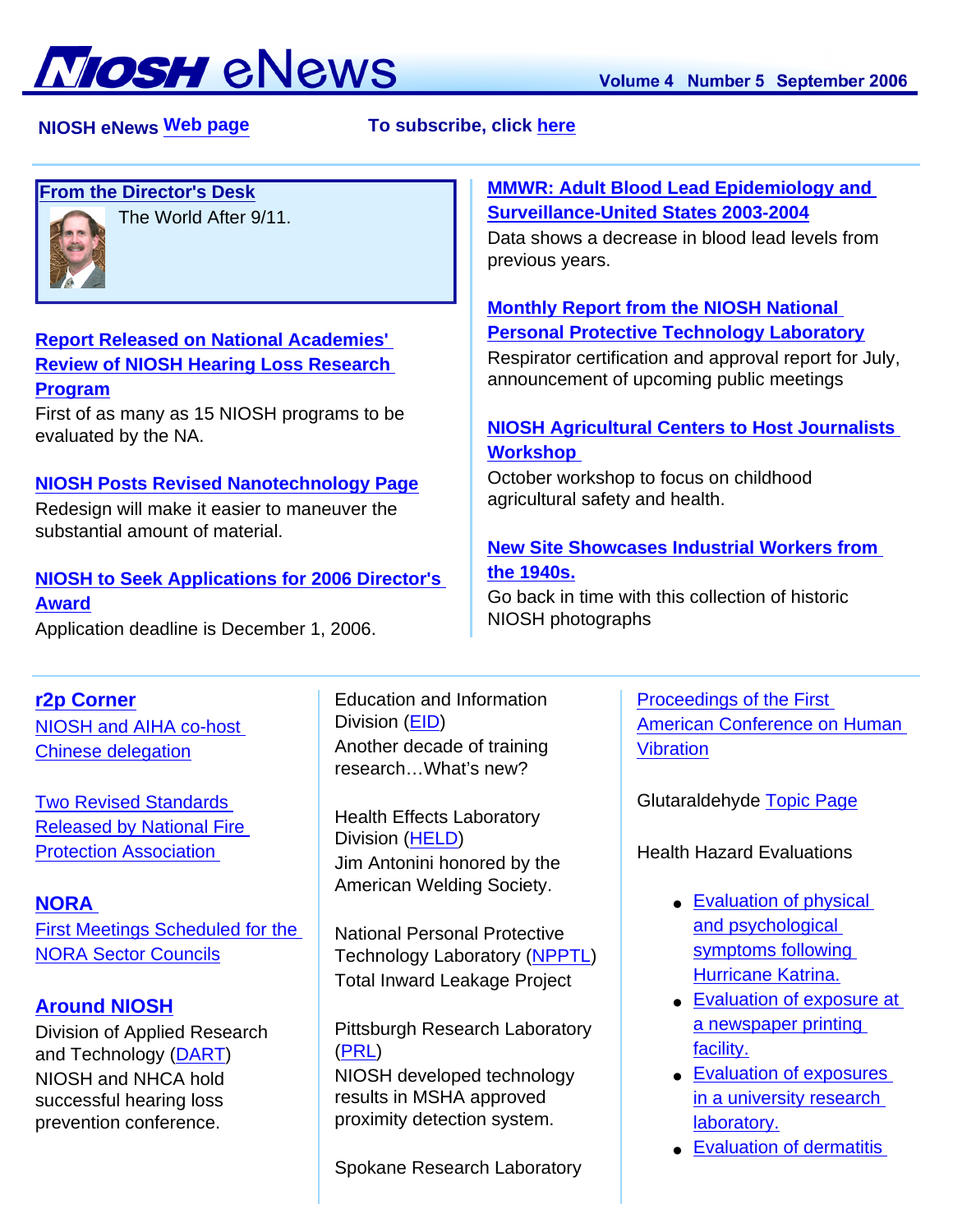# NIOSH eNews

Volume 4 Number 5 September 2006

NIOSH eNews Web page

To subscribe, click here

**From the Director's Desk**

The World After 9/11.

**Report Released on National Academies' Review of NIOSH Hearing Loss Research Program**

First of as many as 15 NIOSH programs to be evaluated by the NA.

**NIOSH Posts Revised Nanotechnology Page**

Redesign will make it easier to maneuver the substantial amount of material.

**NIOSH to Seek Applications for 2006 Director's Award**

Application deadline is December 1, 2006.

**MMWR: Adult Blood Lead Epidemiology and Surveillance-United States 2003-2004**

Data shows a decrease in blood lead levels from previous years.

**Monthly Report from the NIOSH National Personal Protective Technology Laboratory**

Respirator certification and approval report for July, announcement of upcoming public meetings

**NIOSH Agricultural Centers to Host Journalists Workshop**

October workshop to focus on childhood agricultural safety and health.

**New Site Showcases Industrial Workers from the 1940s.**

Go back in time with this collection of historic NIOSH photographs

## r2p Corner

NIOSH and AIHA co-host Chinese delegation

Two Revised Standards Released by National Fire Protection Association

## NORA

First Meetings Scheduled for the NORA Sector Councils

## Around NIOSH

Division of Applied Research and Technology (DART)
NIOSH and NHCA hold successful hearing loss prevention conference.

Education and Information Division (EID)
Another decade of training research…What's new?

Health Effects Laboratory Division (HELD)
Jim Antonini honored by the American Welding Society.

National Personal Protective Technology Laboratory (NPPTL)
Total Inward Leakage Project

Pittsburgh Research Laboratory (PRL)
NIOSH developed technology results in MSHA approved proximity detection system.

Spokane Research Laboratory

Proceedings of the First American Conference on Human Vibration

Glutaraldehyde Topic Page

Health Hazard Evaluations

- Evaluation of physical and psychological symptoms following Hurricane Katrina.
- Evaluation of exposure at a newspaper printing facility.
- Evaluation of exposures in a university research laboratory.
- Evaluation of dermatitis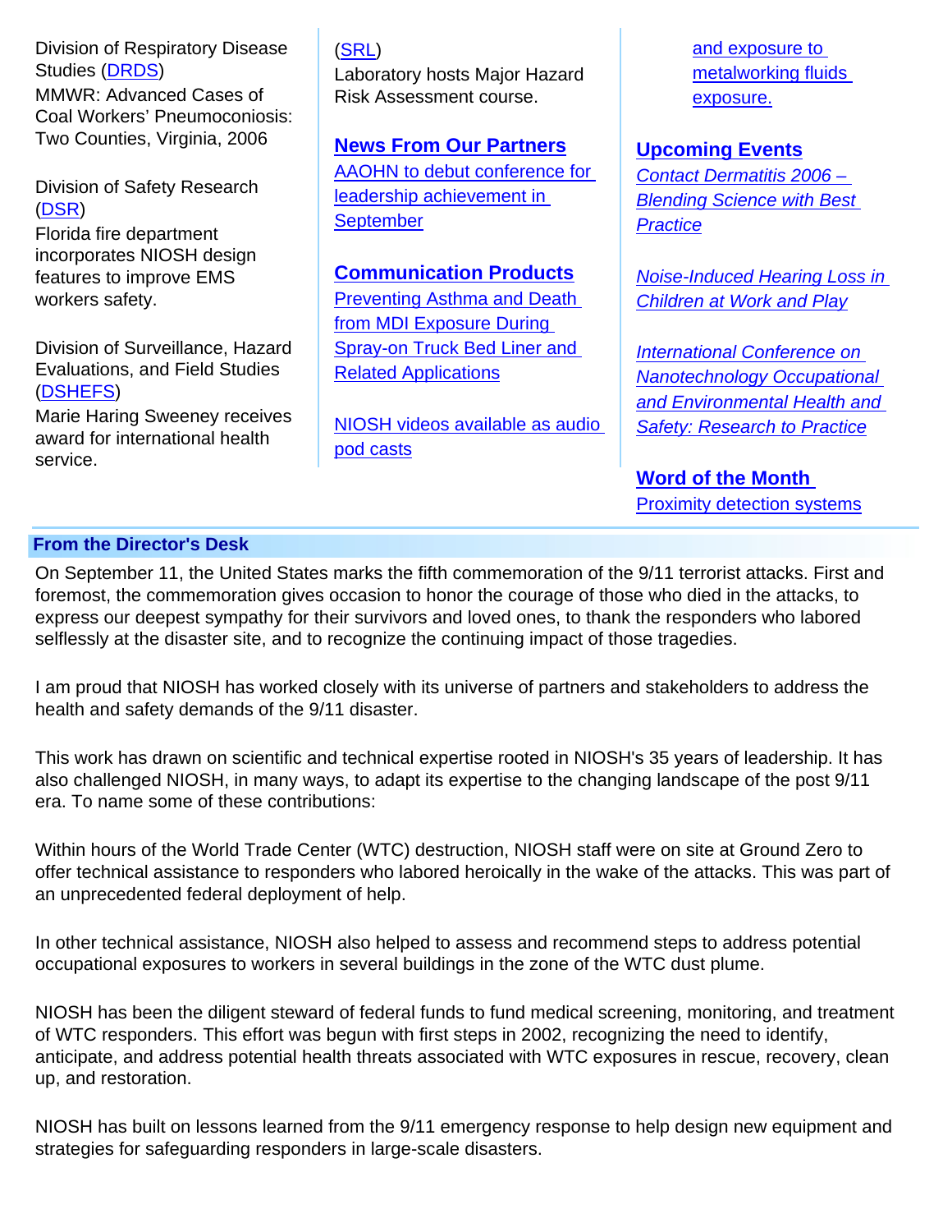Division of Respiratory Disease Studies (DRDS)
MMWR: Advanced Cases of Coal Workers' Pneumoconiosis: Two Counties, Virginia, 2006

Division of Safety Research (DSR)
Florida fire department incorporates NIOSH design features to improve EMS workers safety.

Division of Surveillance, Hazard Evaluations, and Field Studies (DSHEFS)
Marie Haring Sweeney receives award for international health service.

(SRL)
Laboratory hosts Major Hazard Risk Assessment course.

**News From Our Partners**
AAOHN to debut conference for leadership achievement in September

**Communication Products**
Preventing Asthma and Death from MDI Exposure During Spray-on Truck Bed Liner and Related Applications

NIOSH videos available as audio pod casts

and exposure to metalworking fluids exposure.

**Upcoming Events**
*Contact Dermatitis 2006 – Blending Science with Best Practice*

*Noise-Induced Hearing Loss in Children at Work and Play*

*International Conference on Nanotechnology Occupational and Environmental Health and Safety: Research to Practice*

**Word of the Month**
Proximity detection systems

## From the Director's Desk

On September 11, the United States marks the fifth commemoration of the 9/11 terrorist attacks. First and foremost, the commemoration gives occasion to honor the courage of those who died in the attacks, to express our deepest sympathy for their survivors and loved ones, to thank the responders who labored selflessly at the disaster site, and to recognize the continuing impact of those tragedies.

I am proud that NIOSH has worked closely with its universe of partners and stakeholders to address the health and safety demands of the 9/11 disaster.

This work has drawn on scientific and technical expertise rooted in NIOSH's 35 years of leadership. It has also challenged NIOSH, in many ways, to adapt its expertise to the changing landscape of the post 9/11 era. To name some of these contributions:

Within hours of the World Trade Center (WTC) destruction, NIOSH staff were on site at Ground Zero to offer technical assistance to responders who labored heroically in the wake of the attacks. This was part of an unprecedented federal deployment of help.

In other technical assistance, NIOSH also helped to assess and recommend steps to address potential occupational exposures to workers in several buildings in the zone of the WTC dust plume.

NIOSH has been the diligent steward of federal funds to fund medical screening, monitoring, and treatment of WTC responders. This effort was begun with first steps in 2002, recognizing the need to identify, anticipate, and address potential health threats associated with WTC exposures in rescue, recovery, clean up, and restoration.

NIOSH has built on lessons learned from the 9/11 emergency response to help design new equipment and strategies for safeguarding responders in large-scale disasters.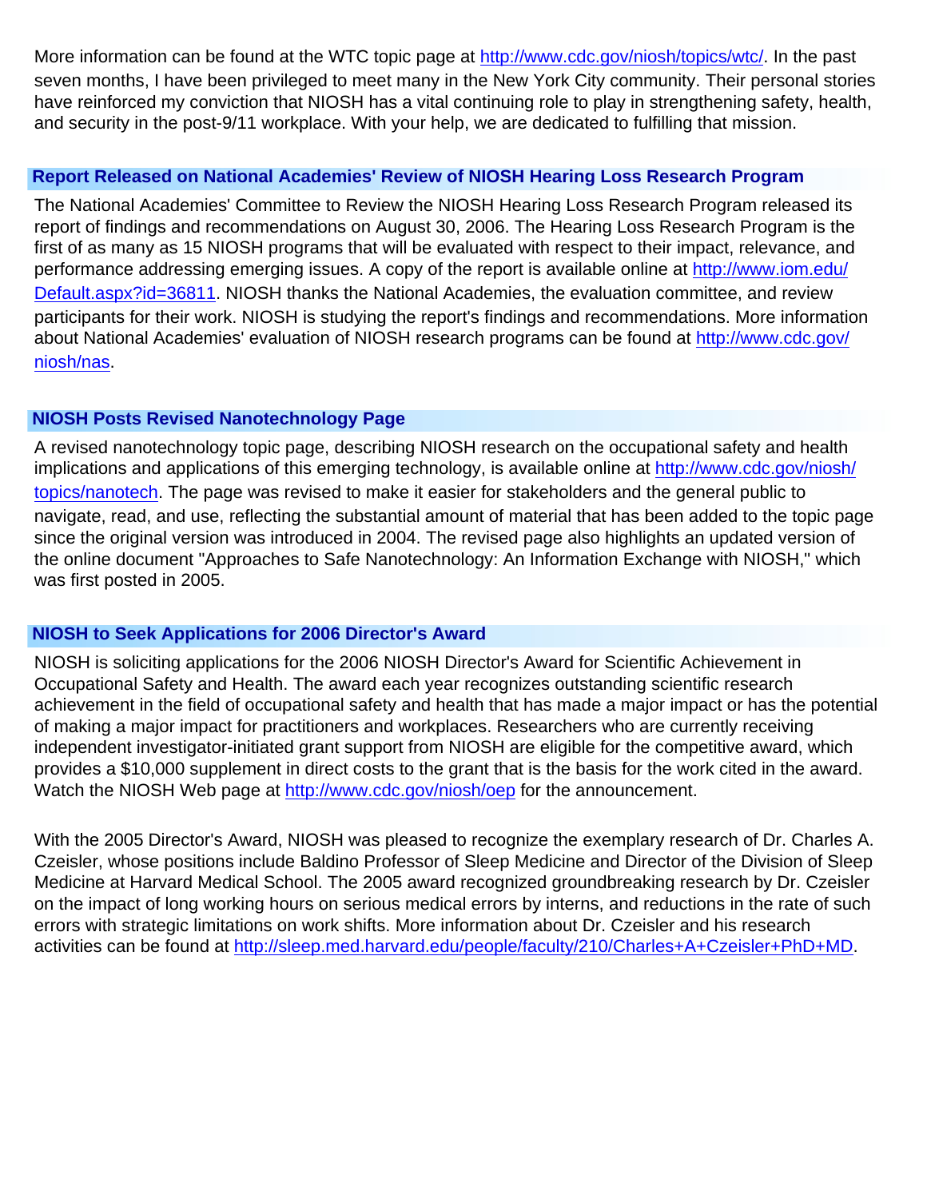More information can be found at the WTC topic page at http://www.cdc.gov/niosh/topics/wtc/. In the past seven months, I have been privileged to meet many in the New York City community. Their personal stories have reinforced my conviction that NIOSH has a vital continuing role to play in strengthening safety, health, and security in the post-9/11 workplace. With your help, we are dedicated to fulfilling that mission.

## Report Released on National Academies' Review of NIOSH Hearing Loss Research Program

The National Academies' Committee to Review the NIOSH Hearing Loss Research Program released its report of findings and recommendations on August 30, 2006. The Hearing Loss Research Program is the first of as many as 15 NIOSH programs that will be evaluated with respect to their impact, relevance, and performance addressing emerging issues. A copy of the report is available online at http://www.iom.edu/Default.aspx?id=36811. NIOSH thanks the National Academies, the evaluation committee, and review participants for their work. NIOSH is studying the report's findings and recommendations. More information about National Academies' evaluation of NIOSH research programs can be found at http://www.cdc.gov/niosh/nas.

## NIOSH Posts Revised Nanotechnology Page

A revised nanotechnology topic page, describing NIOSH research on the occupational safety and health implications and applications of this emerging technology, is available online at http://www.cdc.gov/niosh/topics/nanotech. The page was revised to make it easier for stakeholders and the general public to navigate, read, and use, reflecting the substantial amount of material that has been added to the topic page since the original version was introduced in 2004. The revised page also highlights an updated version of the online document "Approaches to Safe Nanotechnology: An Information Exchange with NIOSH," which was first posted in 2005.

## NIOSH to Seek Applications for 2006 Director's Award

NIOSH is soliciting applications for the 2006 NIOSH Director's Award for Scientific Achievement in Occupational Safety and Health. The award each year recognizes outstanding scientific research achievement in the field of occupational safety and health that has made a major impact or has the potential of making a major impact for practitioners and workplaces. Researchers who are currently receiving independent investigator-initiated grant support from NIOSH are eligible for the competitive award, which provides a $10,000 supplement in direct costs to the grant that is the basis for the work cited in the award. Watch the NIOSH Web page at http://www.cdc.gov/niosh/oep for the announcement.

With the 2005 Director's Award, NIOSH was pleased to recognize the exemplary research of Dr. Charles A. Czeisler, whose positions include Baldino Professor of Sleep Medicine and Director of the Division of Sleep Medicine at Harvard Medical School. The 2005 award recognized groundbreaking research by Dr. Czeisler on the impact of long working hours on serious medical errors by interns, and reductions in the rate of such errors with strategic limitations on work shifts. More information about Dr. Czeisler and his research activities can be found at http://sleep.med.harvard.edu/people/faculty/210/Charles+A+Czeisler+PhD+MD.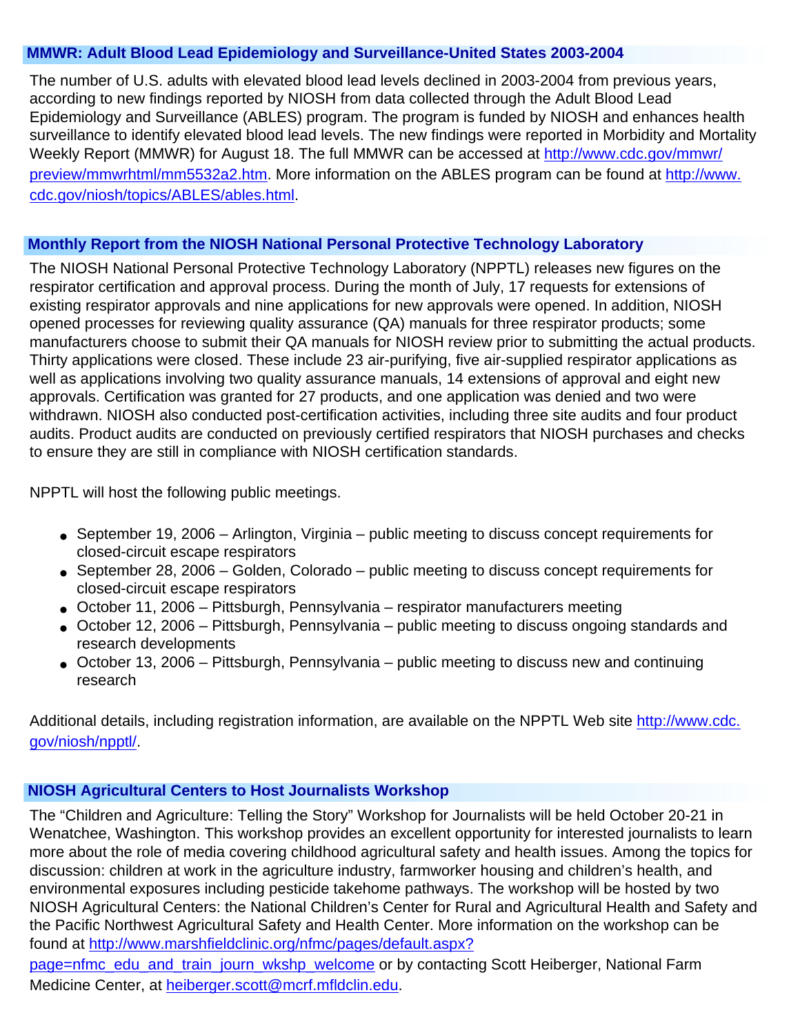## MMWR: Adult Blood Lead Epidemiology and Surveillance-United States 2003-2004

The number of U.S. adults with elevated blood lead levels declined in 2003-2004 from previous years, according to new findings reported by NIOSH from data collected through the Adult Blood Lead Epidemiology and Surveillance (ABLES) program. The program is funded by NIOSH and enhances health surveillance to identify elevated blood lead levels. The new findings were reported in Morbidity and Mortality Weekly Report (MMWR) for August 18. The full MMWR can be accessed at http://www.cdc.gov/mmwr/preview/mmwrhtml/mm5532a2.htm. More information on the ABLES program can be found at http://www.cdc.gov/niosh/topics/ABLES/ables.html.

## Monthly Report from the NIOSH National Personal Protective Technology Laboratory

The NIOSH National Personal Protective Technology Laboratory (NPPTL) releases new figures on the respirator certification and approval process. During the month of July, 17 requests for extensions of existing respirator approvals and nine applications for new approvals were opened. In addition, NIOSH opened processes for reviewing quality assurance (QA) manuals for three respirator products; some manufacturers choose to submit their QA manuals for NIOSH review prior to submitting the actual products. Thirty applications were closed. These include 23 air-purifying, five air-supplied respirator applications as well as applications involving two quality assurance manuals, 14 extensions of approval and eight new approvals. Certification was granted for 27 products, and one application was denied and two were withdrawn. NIOSH also conducted post-certification activities, including three site audits and four product audits. Product audits are conducted on previously certified respirators that NIOSH purchases and checks to ensure they are still in compliance with NIOSH certification standards.

NPPTL will host the following public meetings.

- September 19, 2006 – Arlington, Virginia – public meeting to discuss concept requirements for closed-circuit escape respirators
- September 28, 2006 – Golden, Colorado – public meeting to discuss concept requirements for closed-circuit escape respirators
- October 11, 2006 – Pittsburgh, Pennsylvania – respirator manufacturers meeting
- October 12, 2006 – Pittsburgh, Pennsylvania – public meeting to discuss ongoing standards and research developments
- October 13, 2006 – Pittsburgh, Pennsylvania – public meeting to discuss new and continuing research

Additional details, including registration information, are available on the NPPTL Web site http://www.cdc.gov/niosh/npptl/.

## NIOSH Agricultural Centers to Host Journalists Workshop

The "Children and Agriculture: Telling the Story" Workshop for Journalists will be held October 20-21 in Wenatchee, Washington. This workshop provides an excellent opportunity for interested journalists to learn more about the role of media covering childhood agricultural safety and health issues. Among the topics for discussion: children at work in the agriculture industry, farmworker housing and children's health, and environmental exposures including pesticide takehome pathways. The workshop will be hosted by two NIOSH Agricultural Centers: the National Children's Center for Rural and Agricultural Health and Safety and the Pacific Northwest Agricultural Safety and Health Center. More information on the workshop can be found at http://www.marshfieldclinic.org/nfmc/pages/default.aspx?page=nfmc_edu_and_train_journ_wkshp_welcome or by contacting Scott Heiberger, National Farm Medicine Center, at heiberger.scott@mcrf.mfldclin.edu.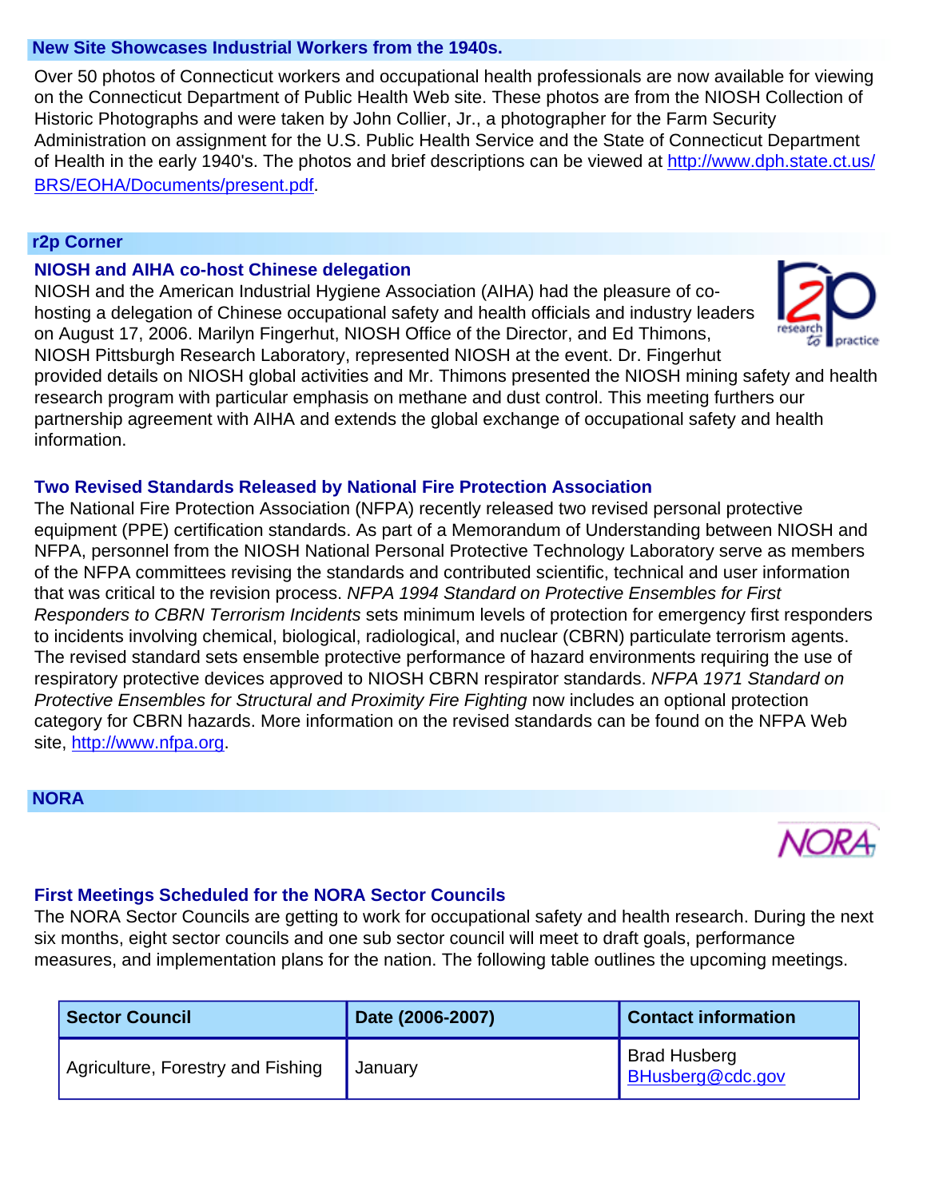## New Site Showcases Industrial Workers from the 1940s.

Over 50 photos of Connecticut workers and occupational health professionals are now available for viewing on the Connecticut Department of Public Health Web site. These photos are from the NIOSH Collection of Historic Photographs and were taken by John Collier, Jr., a photographer for the Farm Security Administration on assignment for the U.S. Public Health Service and the State of Connecticut Department of Health in the early 1940's. The photos and brief descriptions can be viewed at http://www.dph.state.ct.us/BRS/EOHA/Documents/present.pdf.

## r2p Corner

### NIOSH and AIHA co-host Chinese delegation

NIOSH and the American Industrial Hygiene Association (AIHA) had the pleasure of co-hosting a delegation of Chinese occupational safety and health officials and industry leaders on August 17, 2006. Marilyn Fingerhut, NIOSH Office of the Director, and Ed Thimons, NIOSH Pittsburgh Research Laboratory, represented NIOSH at the event. Dr. Fingerhut provided details on NIOSH global activities and Mr. Thimons presented the NIOSH mining safety and health research program with particular emphasis on methane and dust control. This meeting furthers our partnership agreement with AIHA and extends the global exchange of occupational safety and health information.

### Two Revised Standards Released by National Fire Protection Association

The National Fire Protection Association (NFPA) recently released two revised personal protective equipment (PPE) certification standards. As part of a Memorandum of Understanding between NIOSH and NFPA, personnel from the NIOSH National Personal Protective Technology Laboratory serve as members of the NFPA committees revising the standards and contributed scientific, technical and user information that was critical to the revision process. *NFPA 1994 Standard on Protective Ensembles for First Responders to CBRN Terrorism Incidents* sets minimum levels of protection for emergency first responders to incidents involving chemical, biological, radiological, and nuclear (CBRN) particulate terrorism agents. The revised standard sets ensemble protective performance of hazard environments requiring the use of respiratory protective devices approved to NIOSH CBRN respirator standards. *NFPA 1971 Standard on Protective Ensembles for Structural and Proximity Fire Fighting* now includes an optional protection category for CBRN hazards. More information on the revised standards can be found on the NFPA Web site, http://www.nfpa.org.

## NORA

### First Meetings Scheduled for the NORA Sector Councils

The NORA Sector Councils are getting to work for occupational safety and health research. During the next six months, eight sector councils and one sub sector council will meet to draft goals, performance measures, and implementation plans for the nation. The following table outlines the upcoming meetings.

| Sector Council | Date (2006-2007) | Contact information |
| --- | --- | --- |
| Agriculture, Forestry and Fishing | January | Brad Husberg BHusberg@cdc.gov |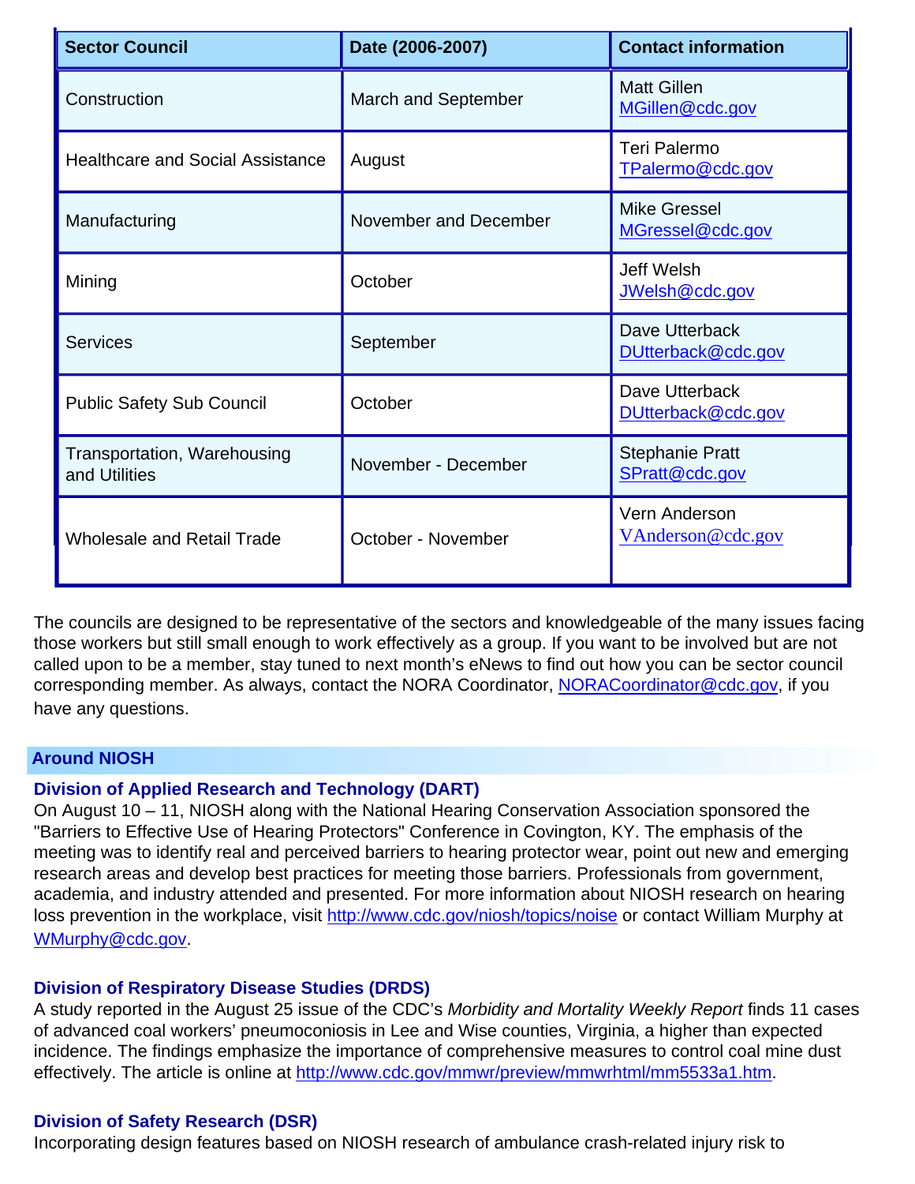| Sector Council | Date (2006-2007) | Contact information |
|---|---|---|
| Construction | March and September | Matt Gillen MGillen@cdc.gov |
| Healthcare and Social Assistance | August | Teri Palermo TPalermo@cdc.gov |
| Manufacturing | November and December | Mike Gressel MGressel@cdc.gov |
| Mining | October | Jeff Welsh JWelsh@cdc.gov |
| Services | September | Dave Utterback DUtterback@cdc.gov |
| Public Safety Sub Council | October | Dave Utterback DUtterback@cdc.gov |
| Transportation, Warehousing and Utilities | November - December | Stephanie Pratt SPratt@cdc.gov |
| Wholesale and Retail Trade | October - November | Vern Anderson VAnderson@cdc.gov |

The councils are designed to be representative of the sectors and knowledgeable of the many issues facing those workers but still small enough to work effectively as a group. If you want to be involved but are not called upon to be a member, stay tuned to next month's eNews to find out how you can be sector council corresponding member. As always, contact the NORA Coordinator, NORACoordinator@cdc.gov, if you have any questions.

## Around NIOSH

### Division of Applied Research and Technology (DART)

On August 10 – 11, NIOSH along with the National Hearing Conservation Association sponsored the "Barriers to Effective Use of Hearing Protectors" Conference in Covington, KY. The emphasis of the meeting was to identify real and perceived barriers to hearing protector wear, point out new and emerging research areas and develop best practices for meeting those barriers. Professionals from government, academia, and industry attended and presented. For more information about NIOSH research on hearing loss prevention in the workplace, visit http://www.cdc.gov/niosh/topics/noise or contact William Murphy at WMurphy@cdc.gov.

### Division of Respiratory Disease Studies (DRDS)

A study reported in the August 25 issue of the CDC's *Morbidity and Mortality Weekly Report* finds 11 cases of advanced coal workers' pneumoconiosis in Lee and Wise counties, Virginia, a higher than expected incidence. The findings emphasize the importance of comprehensive measures to control coal mine dust effectively. The article is online at http://www.cdc.gov/mmwr/preview/mmwrhtml/mm5533a1.htm.

### Division of Safety Research (DSR)

Incorporating design features based on NIOSH research of ambulance crash-related injury risk to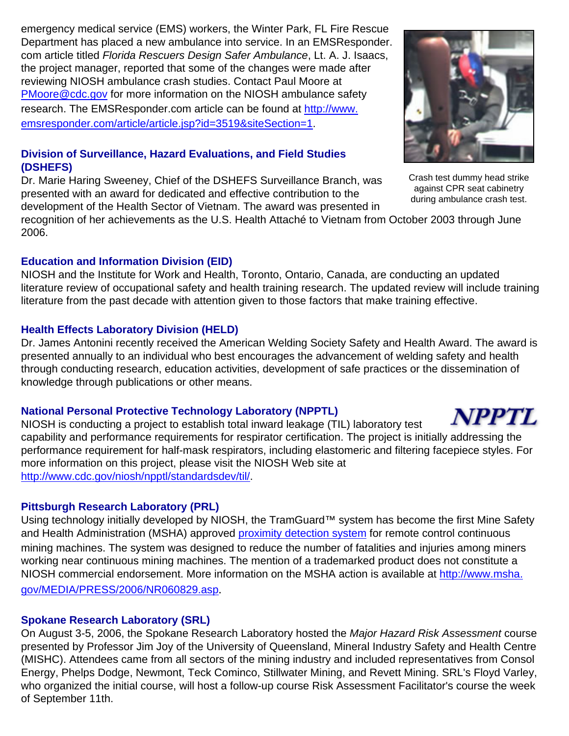emergency medical service (EMS) workers, the Winter Park, FL Fire Rescue Department has placed a new ambulance into service. In an EMSResponder.com article titled *Florida Rescuers Design Safer Ambulance*, Lt. A. J. Isaacs, the project manager, reported that some of the changes were made after reviewing NIOSH ambulance crash studies. Contact Paul Moore at PMoore@cdc.gov for more information on the NIOSH ambulance safety research. The EMSResponder.com article can be found at http://www.emsresponder.com/article/article.jsp?id=3519&siteSection=1.

Crash test dummy head strike against CPR seat cabinetry during ambulance crash test.

### Division of Surveillance, Hazard Evaluations, and Field Studies (DSHEFS)

Dr. Marie Haring Sweeney, Chief of the DSHEFS Surveillance Branch, was presented with an award for dedicated and effective contribution to the development of the Health Sector of Vietnam. The award was presented in recognition of her achievements as the U.S. Health Attaché to Vietnam from October 2003 through June 2006.

### Education and Information Division (EID)

NIOSH and the Institute for Work and Health, Toronto, Ontario, Canada, are conducting an updated literature review of occupational safety and health training research. The updated review will include training literature from the past decade with attention given to those factors that make training effective.

### Health Effects Laboratory Division (HELD)

Dr. James Antonini recently received the American Welding Society Safety and Health Award. The award is presented annually to an individual who best encourages the advancement of welding safety and health through conducting research, education activities, development of safe practices or the dissemination of knowledge through publications or other means.

### National Personal Protective Technology Laboratory (NPPTL)

NIOSH is conducting a project to establish total inward leakage (TIL) laboratory test capability and performance requirements for respirator certification. The project is initially addressing the performance requirement for half-mask respirators, including elastomeric and filtering facepiece styles. For more information on this project, please visit the NIOSH Web site at http://www.cdc.gov/niosh/npptl/standardsdev/til/.

### Pittsburgh Research Laboratory (PRL)

Using technology initially developed by NIOSH, the TramGuard™ system has become the first Mine Safety and Health Administration (MSHA) approved proximity detection system for remote control continuous mining machines. The system was designed to reduce the number of fatalities and injuries among miners working near continuous mining machines. The mention of a trademarked product does not constitute a NIOSH commercial endorsement. More information on the MSHA action is available at http://www.msha.gov/MEDIA/PRESS/2006/NR060829.asp.

### Spokane Research Laboratory (SRL)

On August 3-5, 2006, the Spokane Research Laboratory hosted the *Major Hazard Risk Assessment* course presented by Professor Jim Joy of the University of Queensland, Mineral Industry Safety and Health Centre (MISHC). Attendees came from all sectors of the mining industry and included representatives from Consol Energy, Phelps Dodge, Newmont, Teck Cominco, Stillwater Mining, and Revett Mining. SRL's Floyd Varley, who organized the initial course, will host a follow-up course Risk Assessment Facilitator's course the week of September 11th.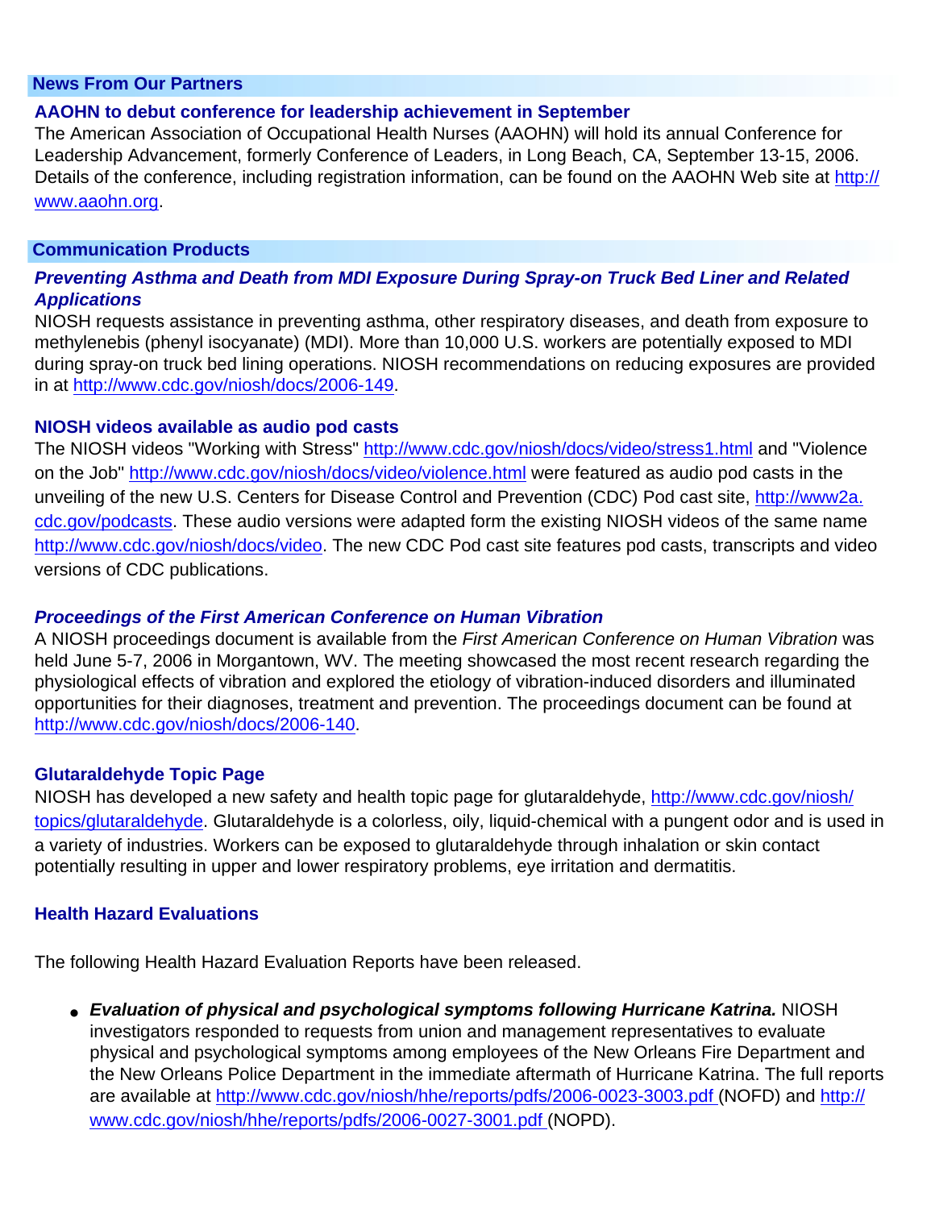## News From Our Partners

### AAOHN to debut conference for leadership achievement in September

The American Association of Occupational Health Nurses (AAOHN) will hold its annual Conference for Leadership Advancement, formerly Conference of Leaders, in Long Beach, CA, September 13-15, 2006. Details of the conference, including registration information, can be found on the AAOHN Web site at http://www.aaohn.org.

## Communication Products

### *Preventing Asthma and Death from MDI Exposure During Spray-on Truck Bed Liner and Related Applications*

NIOSH requests assistance in preventing asthma, other respiratory diseases, and death from exposure to methylenebis (phenyl isocyanate) (MDI). More than 10,000 U.S. workers are potentially exposed to MDI during spray-on truck bed lining operations. NIOSH recommendations on reducing exposures are provided in at http://www.cdc.gov/niosh/docs/2006-149.

### NIOSH videos available as audio pod casts

The NIOSH videos "Working with Stress" http://www.cdc.gov/niosh/docs/video/stress1.html and "Violence on the Job" http://www.cdc.gov/niosh/docs/video/violence.html were featured as audio pod casts in the unveiling of the new U.S. Centers for Disease Control and Prevention (CDC) Pod cast site, http://www2a.cdc.gov/podcasts. These audio versions were adapted form the existing NIOSH videos of the same name http://www.cdc.gov/niosh/docs/video. The new CDC Pod cast site features pod casts, transcripts and video versions of CDC publications.

### *Proceedings of the First American Conference on Human Vibration*

A NIOSH proceedings document is available from the *First American Conference on Human Vibration* was held June 5-7, 2006 in Morgantown, WV. The meeting showcased the most recent research regarding the physiological effects of vibration and explored the etiology of vibration-induced disorders and illuminated opportunities for their diagnoses, treatment and prevention. The proceedings document can be found at http://www.cdc.gov/niosh/docs/2006-140.

### Glutaraldehyde Topic Page

NIOSH has developed a new safety and health topic page for glutaraldehyde, http://www.cdc.gov/niosh/topics/glutaraldehyde. Glutaraldehyde is a colorless, oily, liquid-chemical with a pungent odor and is used in a variety of industries. Workers can be exposed to glutaraldehyde through inhalation or skin contact potentially resulting in upper and lower respiratory problems, eye irritation and dermatitis.

### Health Hazard Evaluations

The following Health Hazard Evaluation Reports have been released.

- ***Evaluation of physical and psychological symptoms following Hurricane Katrina.*** NIOSH investigators responded to requests from union and management representatives to evaluate physical and psychological symptoms among employees of the New Orleans Fire Department and the New Orleans Police Department in the immediate aftermath of Hurricane Katrina. The full reports are available at http://www.cdc.gov/niosh/hhe/reports/pdfs/2006-0023-3003.pdf (NOFD) and http://www.cdc.gov/niosh/hhe/reports/pdfs/2006-0027-3001.pdf (NOPD).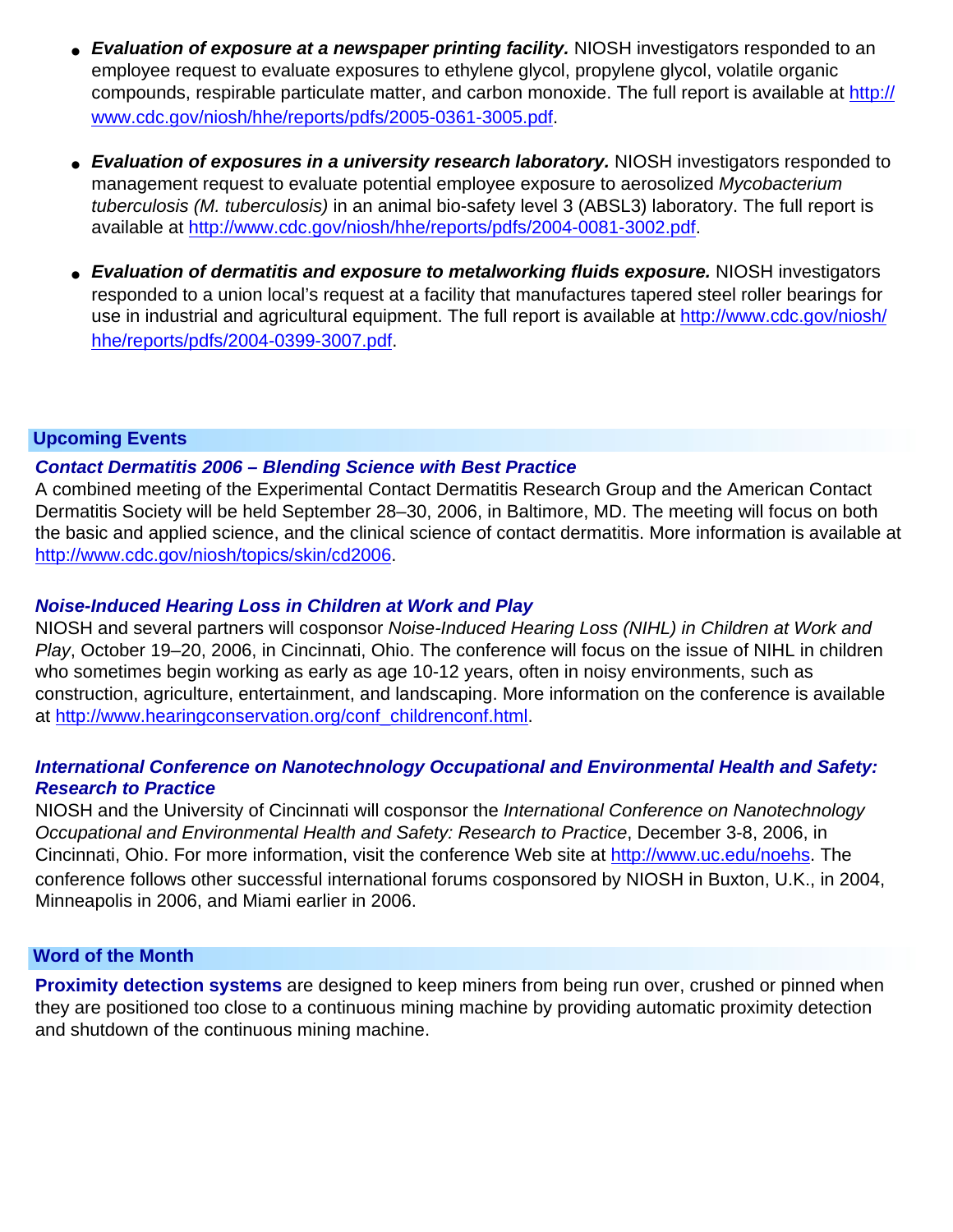- ***Evaluation of exposure at a newspaper printing facility.*** NIOSH investigators responded to an employee request to evaluate exposures to ethylene glycol, propylene glycol, volatile organic compounds, respirable particulate matter, and carbon monoxide. The full report is available at http://www.cdc.gov/niosh/hhe/reports/pdfs/2005-0361-3005.pdf.

- ***Evaluation of exposures in a university research laboratory.*** NIOSH investigators responded to management request to evaluate potential employee exposure to aerosolized *Mycobacterium tuberculosis (M. tuberculosis)* in an animal bio-safety level 3 (ABSL3) laboratory. The full report is available at http://www.cdc.gov/niosh/hhe/reports/pdfs/2004-0081-3002.pdf.

- ***Evaluation of dermatitis and exposure to metalworking fluids exposure.*** NIOSH investigators responded to a union local's request at a facility that manufactures tapered steel roller bearings for use in industrial and agricultural equipment. The full report is available at http://www.cdc.gov/niosh/hhe/reports/pdfs/2004-0399-3007.pdf.

## Upcoming Events

### *Contact Dermatitis 2006 – Blending Science with Best Practice*

A combined meeting of the Experimental Contact Dermatitis Research Group and the American Contact Dermatitis Society will be held September 28–30, 2006, in Baltimore, MD. The meeting will focus on both the basic and applied science, and the clinical science of contact dermatitis. More information is available at http://www.cdc.gov/niosh/topics/skin/cd2006.

### *Noise-Induced Hearing Loss in Children at Work and Play*

NIOSH and several partners will cosponsor *Noise-Induced Hearing Loss (NIHL) in Children at Work and Play*, October 19–20, 2006, in Cincinnati, Ohio. The conference will focus on the issue of NIHL in children who sometimes begin working as early as age 10-12 years, often in noisy environments, such as construction, agriculture, entertainment, and landscaping. More information on the conference is available at http://www.hearingconservation.org/conf_childrenconf.html.

### *International Conference on Nanotechnology Occupational and Environmental Health and Safety: Research to Practice*

NIOSH and the University of Cincinnati will cosponsor the *International Conference on Nanotechnology Occupational and Environmental Health and Safety: Research to Practice*, December 3-8, 2006, in Cincinnati, Ohio. For more information, visit the conference Web site at http://www.uc.edu/noehs. The conference follows other successful international forums cosponsored by NIOSH in Buxton, U.K., in 2004, Minneapolis in 2006, and Miami earlier in 2006.

## Word of the Month

**Proximity detection systems** are designed to keep miners from being run over, crushed or pinned when they are positioned too close to a continuous mining machine by providing automatic proximity detection and shutdown of the continuous mining machine.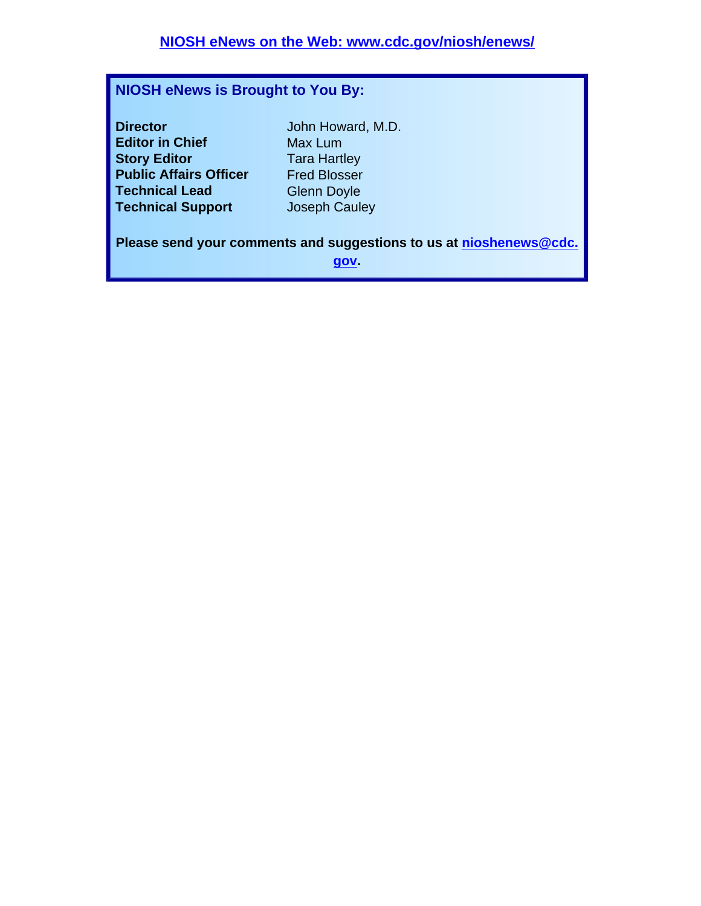**NIOSH eNews on the Web: www.cdc.gov/niosh/enews/**

## NIOSH eNews is Brought to You By:

| | |
|---|---|
| **Director** | John Howard, M.D. |
| **Editor in Chief** | Max Lum |
| **Story Editor** | Tara Hartley |
| **Public Affairs Officer** | Fred Blosser |
| **Technical Lead** | Glenn Doyle |
| **Technical Support** | Joseph Cauley |

**Please send your comments and suggestions to us at nioshenews@cdc.gov.**